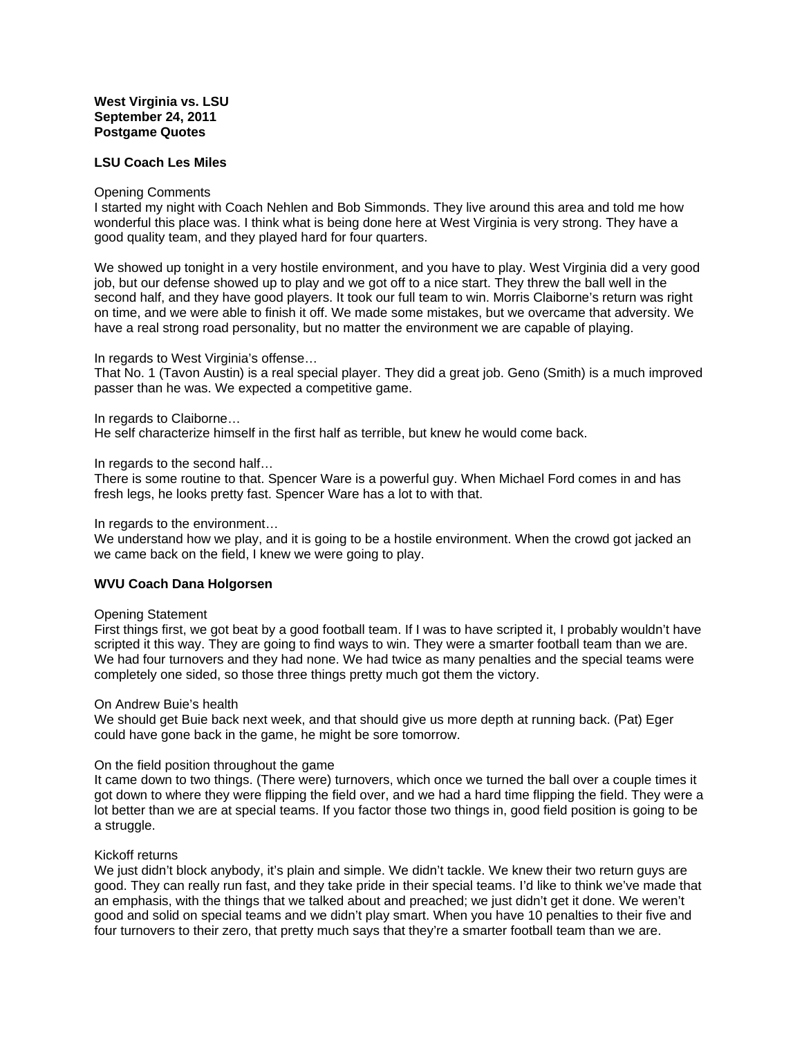**West Virginia vs. LSU**
**September 24, 2011**
**Postgame Quotes**

**LSU Coach Les Miles**

Opening Comments
I started my night with Coach Nehlen and Bob Simmonds. They live around this area and told me how wonderful this place was. I think what is being done here at West Virginia is very strong. They have a good quality team, and they played hard for four quarters.

We showed up tonight in a very hostile environment, and you have to play. West Virginia did a very good job, but our defense showed up to play and we got off to a nice start. They threw the ball well in the second half, and they have good players. It took our full team to win. Morris Claiborne's return was right on time, and we were able to finish it off. We made some mistakes, but we overcame that adversity. We have a real strong road personality, but no matter the environment we are capable of playing.

In regards to West Virginia's offense…
That No. 1 (Tavon Austin) is a real special player. They did a great job. Geno (Smith) is a much improved passer than he was. We expected a competitive game.

In regards to Claiborne…
He self characterize himself in the first half as terrible, but knew he would come back.

In regards to the second half…
There is some routine to that. Spencer Ware is a powerful guy. When Michael Ford comes in and has fresh legs, he looks pretty fast. Spencer Ware has a lot to with that.

In regards to the environment…
We understand how we play, and it is going to be a hostile environment. When the crowd got jacked an we came back on the field, I knew we were going to play.

**WVU Coach Dana Holgorsen**

Opening Statement
First things first, we got beat by a good football team. If I was to have scripted it, I probably wouldn't have scripted it this way. They are going to find ways to win. They were a smarter football team than we are. We had four turnovers and they had none. We had twice as many penalties and the special teams were completely one sided, so those three things pretty much got them the victory.

On Andrew Buie's health
We should get Buie back next week, and that should give us more depth at running back. (Pat) Eger could have gone back in the game, he might be sore tomorrow.

On the field position throughout the game
It came down to two things. (There were) turnovers, which once we turned the ball over a couple times it got down to where they were flipping the field over, and we had a hard time flipping the field. They were a lot better than we are at special teams. If you factor those two things in, good field position is going to be a struggle.

Kickoff returns
We just didn't block anybody, it's plain and simple. We didn't tackle. We knew their two return guys are good. They can really run fast, and they take pride in their special teams. I'd like to think we've made that an emphasis, with the things that we talked about and preached; we just didn't get it done. We weren't good and solid on special teams and we didn't play smart. When you have 10 penalties to their five and four turnovers to their zero, that pretty much says that they're a smarter football team than we are.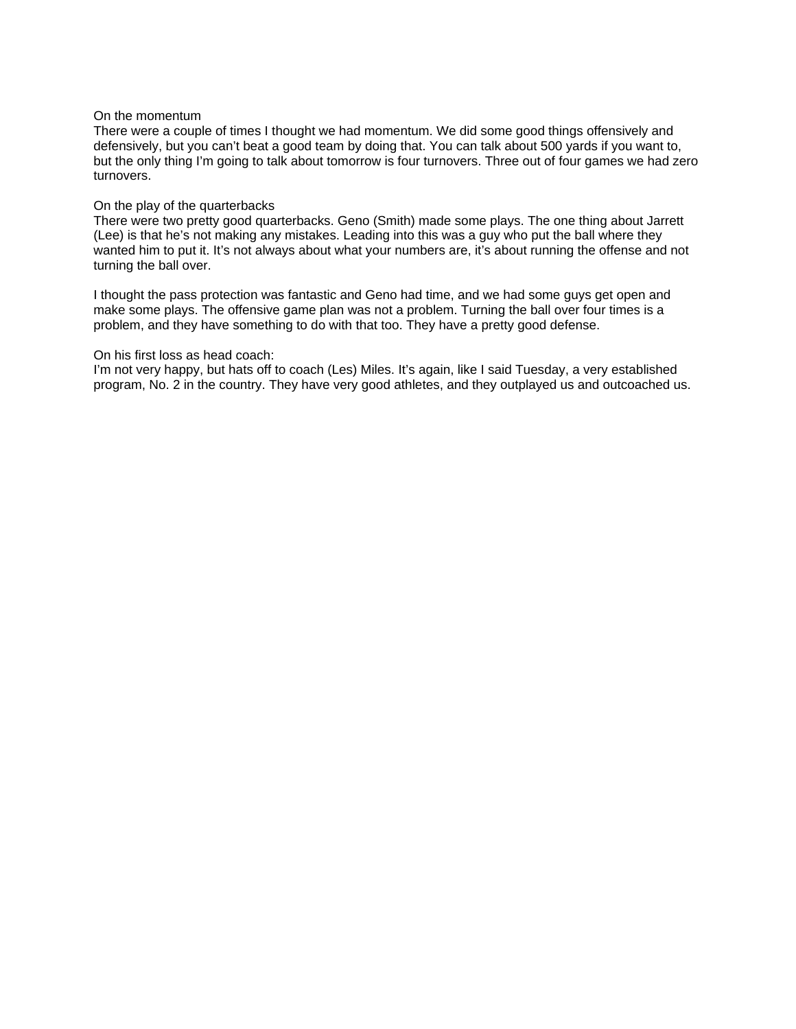On the momentum

There were a couple of times I thought we had momentum. We did some good things offensively and defensively, but you can't beat a good team by doing that. You can talk about 500 yards if you want to, but the only thing I'm going to talk about tomorrow is four turnovers. Three out of four games we had zero turnovers.

On the play of the quarterbacks

There were two pretty good quarterbacks. Geno (Smith) made some plays. The one thing about Jarrett (Lee) is that he's not making any mistakes. Leading into this was a guy who put the ball where they wanted him to put it. It's not always about what your numbers are, it's about running the offense and not turning the ball over.

I thought the pass protection was fantastic and Geno had time, and we had some guys get open and make some plays. The offensive game plan was not a problem. Turning the ball over four times is a problem, and they have something to do with that too. They have a pretty good defense.

On his first loss as head coach:

I'm not very happy, but hats off to coach (Les) Miles. It's again, like I said Tuesday, a very established program, No. 2 in the country. They have very good athletes, and they outplayed us and outcoached us.